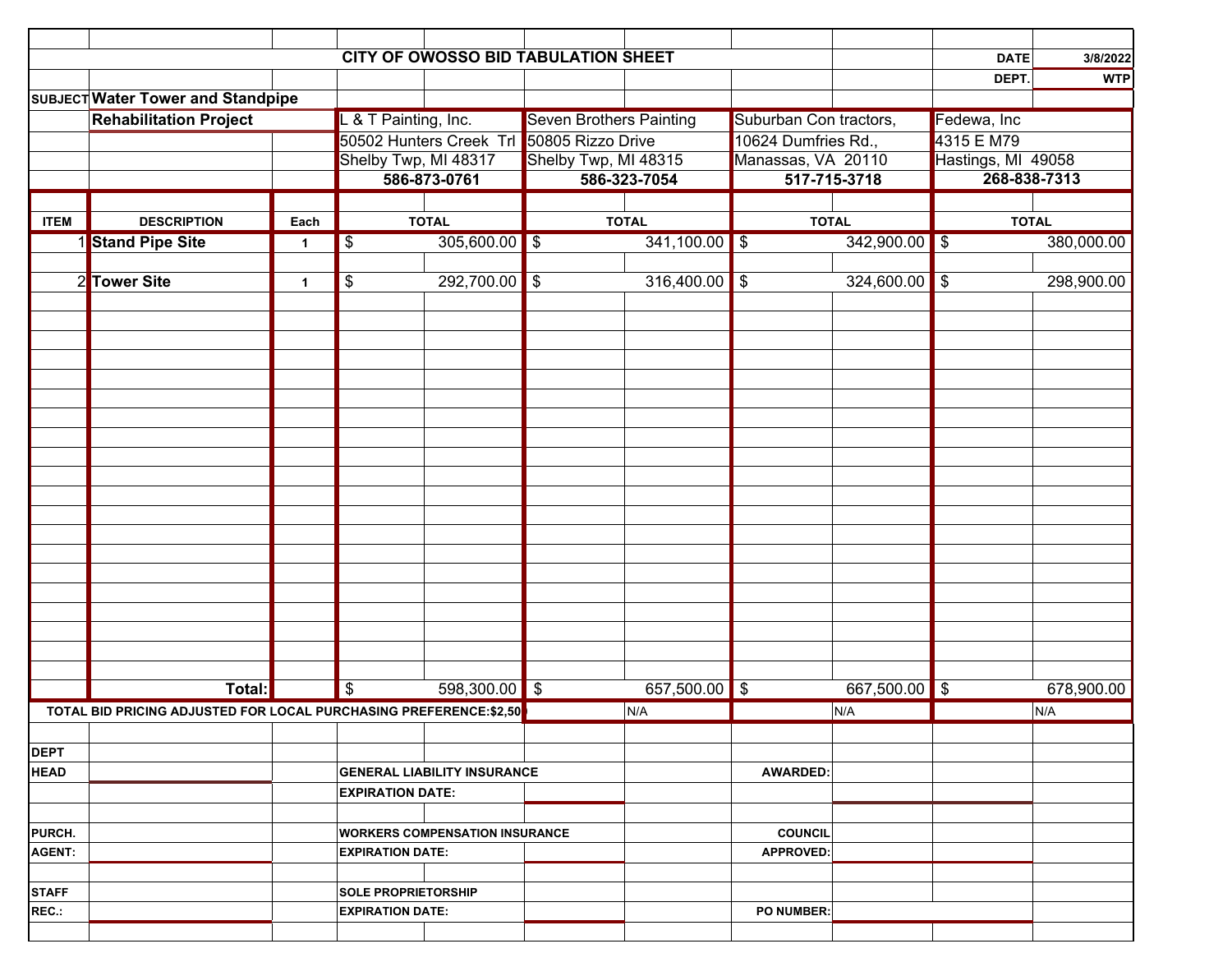# CITY OF OWOSSO BID TABULATION SHEET

**DATE** 3/8/2022
**DEPT.** WTP

**SUBJECT** **Water Tower and Standpipe Rehabilitation Project**

| ITEM | DESCRIPTION | Each | L & T Painting, Inc.<br>50502 Hunters Creek Trl<br>Shelby Twp, MI 48317<br>**586-873-0761**<br>TOTAL | Seven Brothers Painting<br>50805 Rizzo Drive<br>Shelby Twp, MI 48315<br>**586-323-7054**<br>TOTAL | Suburban Con tractors,<br>10624 Dumfries Rd.,<br>Manassas, VA 20110<br>**517-715-3718**<br>TOTAL | Fedewa, Inc<br>4315 E M79<br>Hastings, MI 49058<br>**268-838-7313**<br>TOTAL |
|---|---|---|---|---|---|---|
| 1 | **Stand Pipe Site** | 1 | $ 305,600.00 | $ 341,100.00 | $ 342,900.00 | $ 380,000.00 |
| 2 | **Tower Site** | 1 | $ 292,700.00 | $ 316,400.00 | $ 324,600.00 | $ 298,900.00 |
| | **Total:** | | $ 598,300.00 | $ 657,500.00 | $ 667,500.00 | $ 678,900.00 |
| TOTAL BID PRICING ADJUSTED FOR LOCAL PURCHASING PREFERENCE:$2,50 | | | | N/A | N/A | N/A |

DEPT HEAD: ______________

GENERAL LIABILITY INSURANCE EXPIRATION DATE: ______________

AWARDED: ______________

PURCH. AGENT: ______________

WORKERS COMPENSATION INSURANCE EXPIRATION DATE: ______________

COUNCIL APPROVED: ______________

STAFF REC.: ______________

SOLE PROPRIETORSHIP EXPIRATION DATE: ______________

PO NUMBER: ______________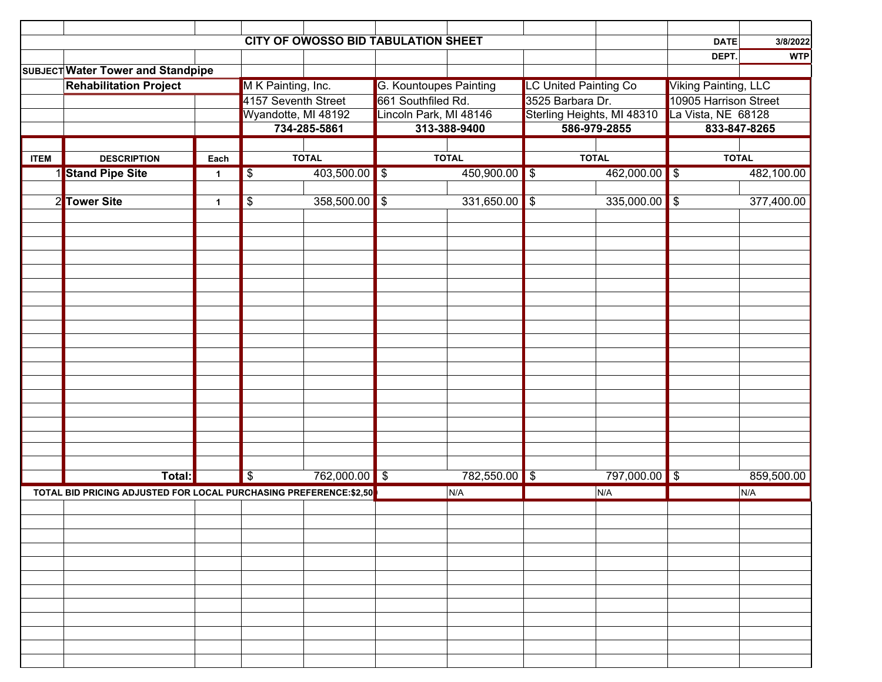## CITY OF OWOSSO BID TABULATION SHEET

| | |
|---|---|
| DATE | 3/8/2022 |
| DEPT. | WTP |

**SUBJECT** **Water Tower and Standpipe Rehabilitation Project**

| ITEM | DESCRIPTION | Each | M K Painting, Inc.<br>4157 Seventh Street<br>Wyandotte, MI 48192<br>**734-285-5861**<br>TOTAL | G. Kountoupes Painting<br>661 Southfiled Rd.<br>Lincoln Park, MI 48146<br>**313-388-9400**<br>TOTAL | LC United Painting Co<br>3525 Barbara Dr.<br>Sterling Heights, MI 48310<br>**586-979-2855**<br>TOTAL | Viking Painting, LLC<br>10905 Harrison Street<br>La Vista, NE 68128<br>**833-847-8265**<br>TOTAL |
|---|---|---|---|---|---|---|
| 1 | **Stand Pipe Site** | 1 | $ 403,500.00 | $ 450,900.00 | $ 462,000.00 | $ 482,100.00 |
| 2 | **Tower Site** | 1 | $ 358,500.00 | $ 331,650.00 | $ 335,000.00 | $ 377,400.00 |
| | **Total:** | | $ 762,000.00 | $ 782,550.00 | $ 797,000.00 | $ 859,500.00 |
| TOTAL BID PRICING ADJUSTED FOR LOCAL PURCHASING PREFERENCE:$2,50 | | | | N/A | N/A | N/A |